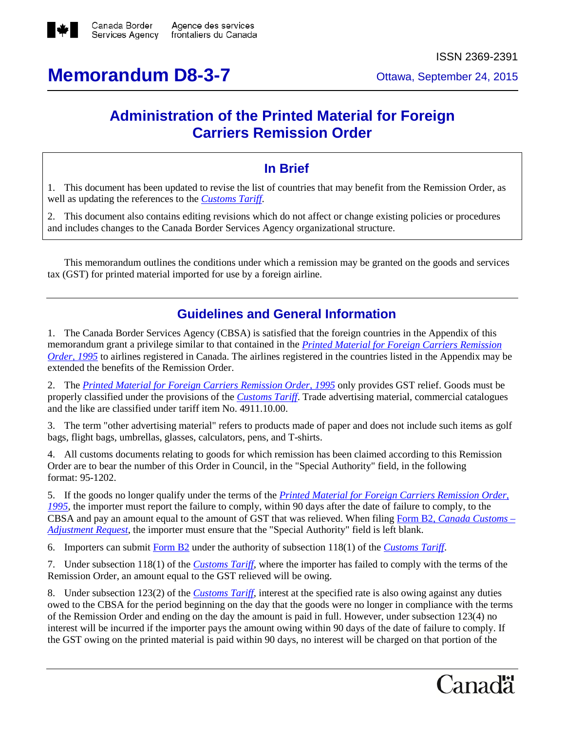Canada Border Services Agency / Agence des services frontaliers du Canada

ISSN 2369-2391

# Memorandum D8-3-7

Ottawa, September 24, 2015

## Administration of the Printed Material for Foreign Carriers Remission Order

### In Brief

1. This document has been updated to revise the list of countries that may benefit from the Remission Order, as well as updating the references to the *Customs Tariff*.

2. This document also contains editing revisions which do not affect or change existing policies or procedures and includes changes to the Canada Border Services Agency organizational structure.

This memorandum outlines the conditions under which a remission may be granted on the goods and services tax (GST) for printed material imported for use by a foreign airline.

## Guidelines and General Information

1. The Canada Border Services Agency (CBSA) is satisfied that the foreign countries in the Appendix of this memorandum grant a privilege similar to that contained in the *Printed Material for Foreign Carriers Remission Order, 1995* to airlines registered in Canada. The airlines registered in the countries listed in the Appendix may be extended the benefits of the Remission Order.

2. The *Printed Material for Foreign Carriers Remission Order, 1995* only provides GST relief. Goods must be properly classified under the provisions of the *Customs Tariff*. Trade advertising material, commercial catalogues and the like are classified under tariff item No. 4911.10.00.

3. The term "other advertising material" refers to products made of paper and does not include such items as golf bags, flight bags, umbrellas, glasses, calculators, pens, and T-shirts.

4. All customs documents relating to goods for which remission has been claimed according to this Remission Order are to bear the number of this Order in Council, in the "Special Authority" field, in the following format: 95-1202.

5. If the goods no longer qualify under the terms of the *Printed Material for Foreign Carriers Remission Order, 1995*, the importer must report the failure to comply, within 90 days after the date of failure to comply, to the CBSA and pay an amount equal to the amount of GST that was relieved. When filing Form B2, *Canada Customs – Adjustment Request*, the importer must ensure that the "Special Authority" field is left blank.

6. Importers can submit Form B2 under the authority of subsection 118(1) of the *Customs Tariff*.

7. Under subsection 118(1) of the *Customs Tariff*, where the importer has failed to comply with the terms of the Remission Order, an amount equal to the GST relieved will be owing.

8. Under subsection 123(2) of the *Customs Tariff*, interest at the specified rate is also owing against any duties owed to the CBSA for the period beginning on the day that the goods were no longer in compliance with the terms of the Remission Order and ending on the day the amount is paid in full. However, under subsection 123(4) no interest will be incurred if the importer pays the amount owing within 90 days of the date of failure to comply. If the GST owing on the printed material is paid within 90 days, no interest will be charged on that portion of the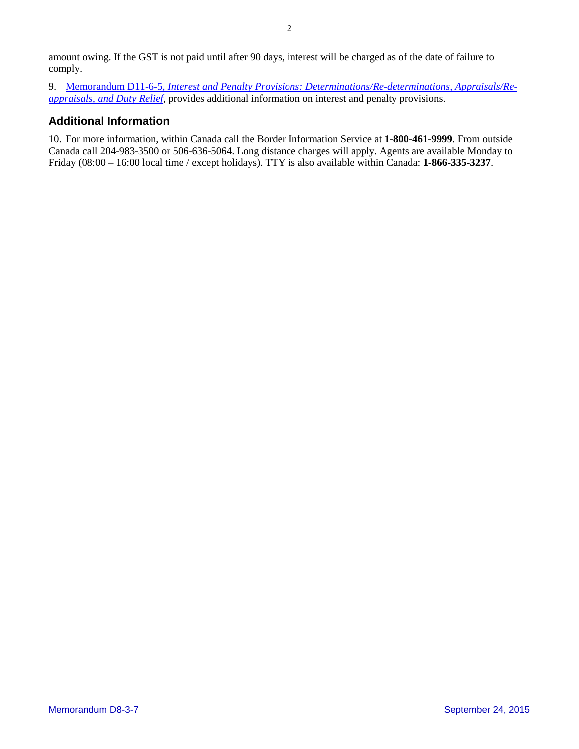amount owing. If the GST is not paid until after 90 days, interest will be charged as of the date of failure to comply.

9. Memorandum D11-6-5, *Interest and Penalty Provisions: Determinations/Re-determinations, Appraisals/Re-appraisals, and Duty Relief*, provides additional information on interest and penalty provisions.

## Additional Information

10. For more information, within Canada call the Border Information Service at **1-800-461-9999**. From outside Canada call 204-983-3500 or 506-636-5064. Long distance charges will apply. Agents are available Monday to Friday (08:00 – 16:00 local time / except holidays). TTY is also available within Canada: **1-866-335-3237**.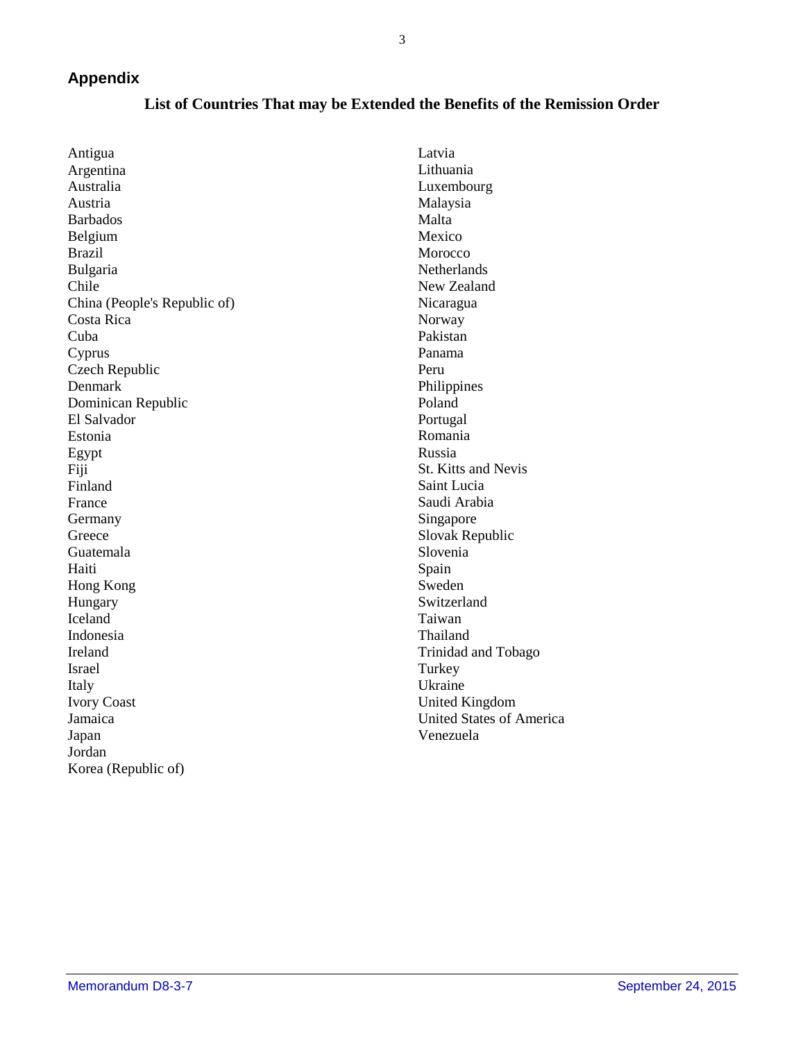## Appendix

### List of Countries That may be Extended the Benefits of the Remission Order

Antigua
Argentina
Australia
Austria
Barbados
Belgium
Brazil
Bulgaria
Chile
China (People's Republic of)
Costa Rica
Cuba
Cyprus
Czech Republic
Denmark
Dominican Republic
El Salvador
Estonia
Egypt
Fiji
Finland
France
Germany
Greece
Guatemala
Haiti
Hong Kong
Hungary
Iceland
Indonesia
Ireland
Israel
Italy
Ivory Coast
Jamaica
Japan
Jordan
Korea (Republic of)
Latvia
Lithuania
Luxembourg
Malaysia
Malta
Mexico
Morocco
Netherlands
New Zealand
Nicaragua
Norway
Pakistan
Panama
Peru
Philippines
Poland
Portugal
Romania
Russia
St. Kitts and Nevis
Saint Lucia
Saudi Arabia
Singapore
Slovak Republic
Slovenia
Spain
Sweden
Switzerland
Taiwan
Thailand
Trinidad and Tobago
Turkey
Ukraine
United Kingdom
United States of America
Venezuela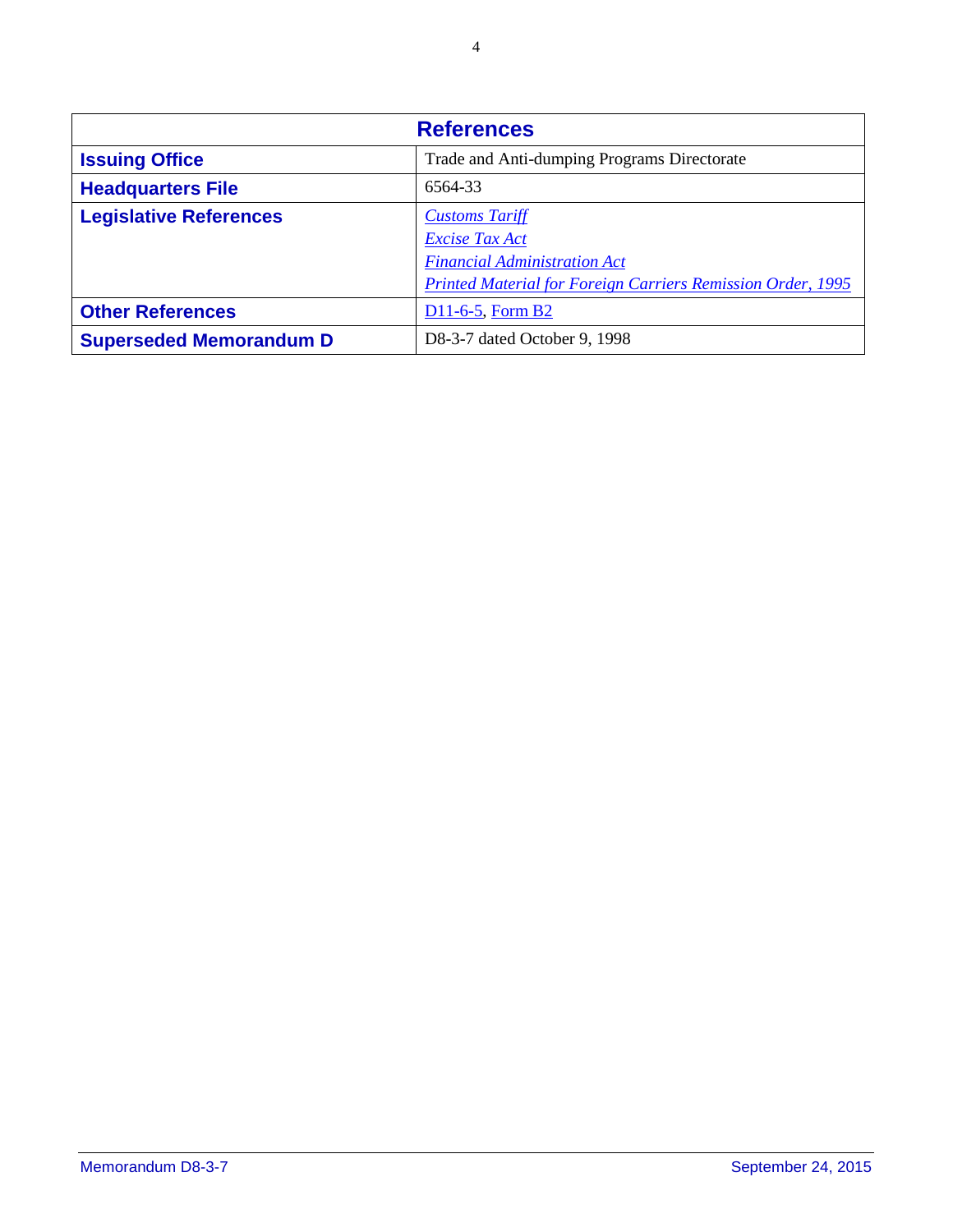| References | |
|---|---|
| **Issuing Office** | Trade and Anti-dumping Programs Directorate |
| **Headquarters File** | 6564-33 |
| **Legislative References** | *Customs Tariff*<br>*Excise Tax Act*<br>*Financial Administration Act*<br>*Printed Material for Foreign Carriers Remission Order, 1995* |
| **Other References** | D11-6-5, Form B2 |
| **Superseded Memorandum D** | D8-3-7 dated October 9, 1998 |